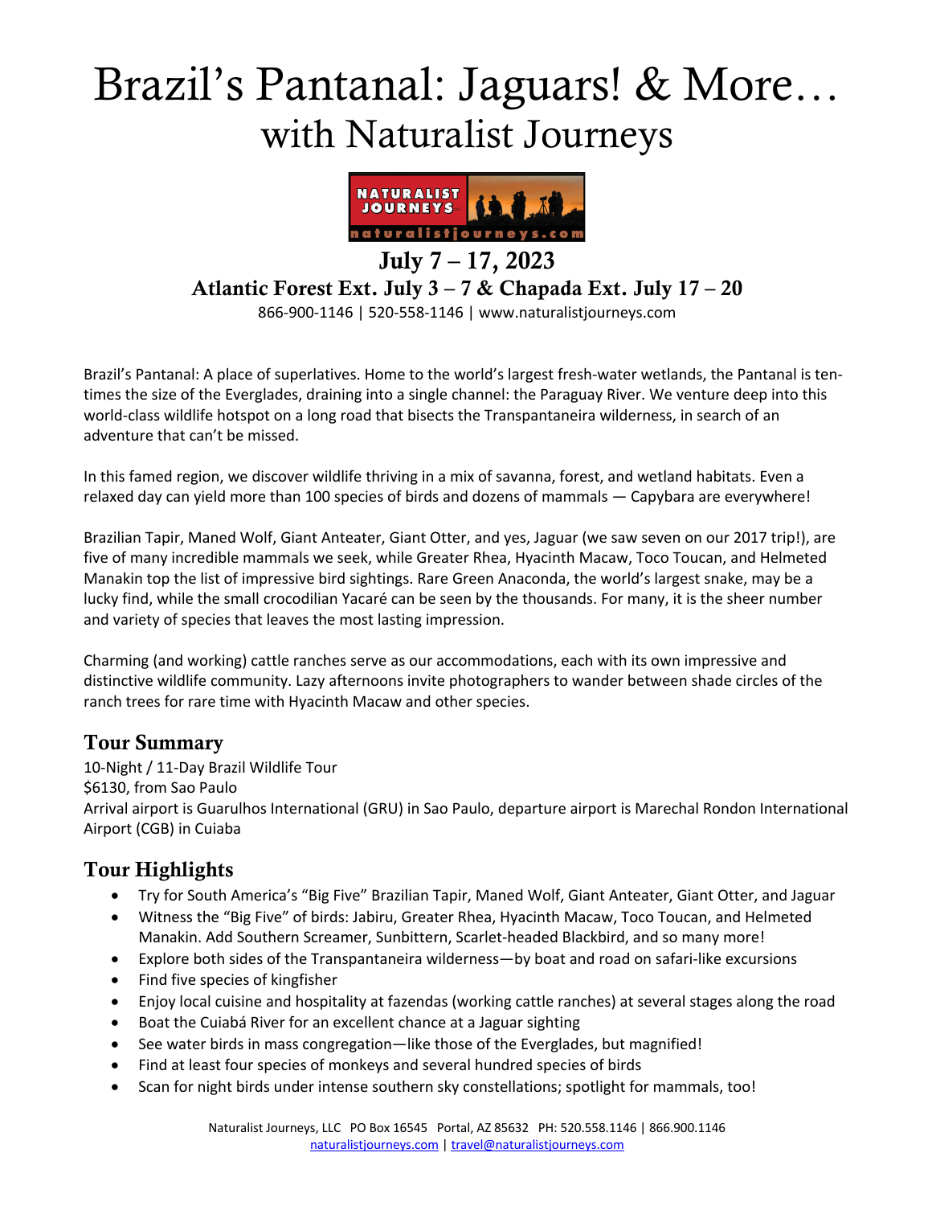# Brazil's Pantanal: Jaguars! & More…
## with Naturalist Journeys

**July 7 – 17, 2023**

**Atlantic Forest Ext. July 3 – 7 & Chapada Ext. July 17 – 20**

866-900-1146 | 520-558-1146 | www.naturalistjourneys.com

Brazil's Pantanal: A place of superlatives. Home to the world's largest fresh-water wetlands, the Pantanal is ten-times the size of the Everglades, draining into a single channel: the Paraguay River. We venture deep into this world-class wildlife hotspot on a long road that bisects the Transpantaneira wilderness, in search of an adventure that can't be missed.

In this famed region, we discover wildlife thriving in a mix of savanna, forest, and wetland habitats. Even a relaxed day can yield more than 100 species of birds and dozens of mammals — Capybara are everywhere!

Brazilian Tapir, Maned Wolf, Giant Anteater, Giant Otter, and yes, Jaguar (we saw seven on our 2017 trip!), are five of many incredible mammals we seek, while Greater Rhea, Hyacinth Macaw, Toco Toucan, and Helmeted Manakin top the list of impressive bird sightings. Rare Green Anaconda, the world's largest snake, may be a lucky find, while the small crocodilian Yacaré can be seen by the thousands. For many, it is the sheer number and variety of species that leaves the most lasting impression.

Charming (and working) cattle ranches serve as our accommodations, each with its own impressive and distinctive wildlife community. Lazy afternoons invite photographers to wander between shade circles of the ranch trees for rare time with Hyacinth Macaw and other species.

## Tour Summary

10-Night / 11-Day Brazil Wildlife Tour
$6130, from Sao Paulo
Arrival airport is Guarulhos International (GRU) in Sao Paulo, departure airport is Marechal Rondon International Airport (CGB) in Cuiaba

## Tour Highlights

- Try for South America's "Big Five" Brazilian Tapir, Maned Wolf, Giant Anteater, Giant Otter, and Jaguar
- Witness the "Big Five" of birds: Jabiru, Greater Rhea, Hyacinth Macaw, Toco Toucan, and Helmeted Manakin. Add Southern Screamer, Sunbittern, Scarlet-headed Blackbird, and so many more!
- Explore both sides of the Transpantaneira wilderness—by boat and road on safari-like excursions
- Find five species of kingfisher
- Enjoy local cuisine and hospitality at fazendas (working cattle ranches) at several stages along the road
- Boat the Cuiabá River for an excellent chance at a Jaguar sighting
- See water birds in mass congregation—like those of the Everglades, but magnified!
- Find at least four species of monkeys and several hundred species of birds
- Scan for night birds under intense southern sky constellations; spotlight for mammals, too!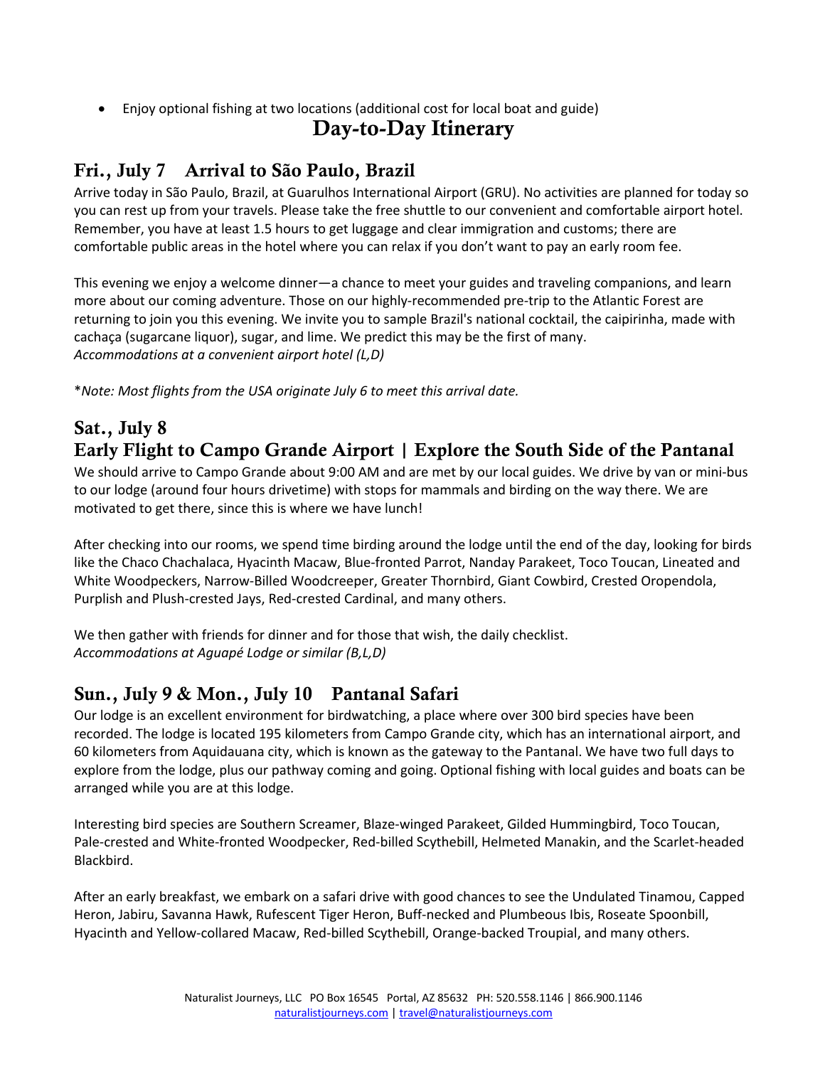- Enjoy optional fishing at two locations (additional cost for local boat and guide)

# Day-to-Day Itinerary

## Fri., July 7 Arrival to São Paulo, Brazil

Arrive today in São Paulo, Brazil, at Guarulhos International Airport (GRU). No activities are planned for today so you can rest up from your travels. Please take the free shuttle to our convenient and comfortable airport hotel. Remember, you have at least 1.5 hours to get luggage and clear immigration and customs; there are comfortable public areas in the hotel where you can relax if you don't want to pay an early room fee.

This evening we enjoy a welcome dinner—a chance to meet your guides and traveling companions, and learn more about our coming adventure. Those on our highly-recommended pre-trip to the Atlantic Forest are returning to join you this evening. We invite you to sample Brazil's national cocktail, the caipirinha, made with cachaça (sugarcane liquor), sugar, and lime. We predict this may be the first of many.
*Accommodations at a convenient airport hotel (L,D)*

\**Note: Most flights from the USA originate July 6 to meet this arrival date.*

## Sat., July 8
## Early Flight to Campo Grande Airport | Explore the South Side of the Pantanal

We should arrive to Campo Grande about 9:00 AM and are met by our local guides. We drive by van or mini-bus to our lodge (around four hours drivetime) with stops for mammals and birding on the way there. We are motivated to get there, since this is where we have lunch!

After checking into our rooms, we spend time birding around the lodge until the end of the day, looking for birds like the Chaco Chachalaca, Hyacinth Macaw, Blue-fronted Parrot, Nanday Parakeet, Toco Toucan, Lineated and White Woodpeckers, Narrow-Billed Woodcreeper, Greater Thornbird, Giant Cowbird, Crested Oropendola, Purplish and Plush-crested Jays, Red-crested Cardinal, and many others.

We then gather with friends for dinner and for those that wish, the daily checklist.
*Accommodations at Aguapé Lodge or similar (B,L,D)*

## Sun., July 9 & Mon., July 10 Pantanal Safari

Our lodge is an excellent environment for birdwatching, a place where over 300 bird species have been recorded. The lodge is located 195 kilometers from Campo Grande city, which has an international airport, and 60 kilometers from Aquidauana city, which is known as the gateway to the Pantanal. We have two full days to explore from the lodge, plus our pathway coming and going. Optional fishing with local guides and boats can be arranged while you are at this lodge.

Interesting bird species are Southern Screamer, Blaze-winged Parakeet, Gilded Hummingbird, Toco Toucan, Pale-crested and White-fronted Woodpecker, Red-billed Scythebill, Helmeted Manakin, and the Scarlet-headed Blackbird.

After an early breakfast, we embark on a safari drive with good chances to see the Undulated Tinamou, Capped Heron, Jabiru, Savanna Hawk, Rufescent Tiger Heron, Buff-necked and Plumbeous Ibis, Roseate Spoonbill, Hyacinth and Yellow-collared Macaw, Red-billed Scythebill, Orange-backed Troupial, and many others.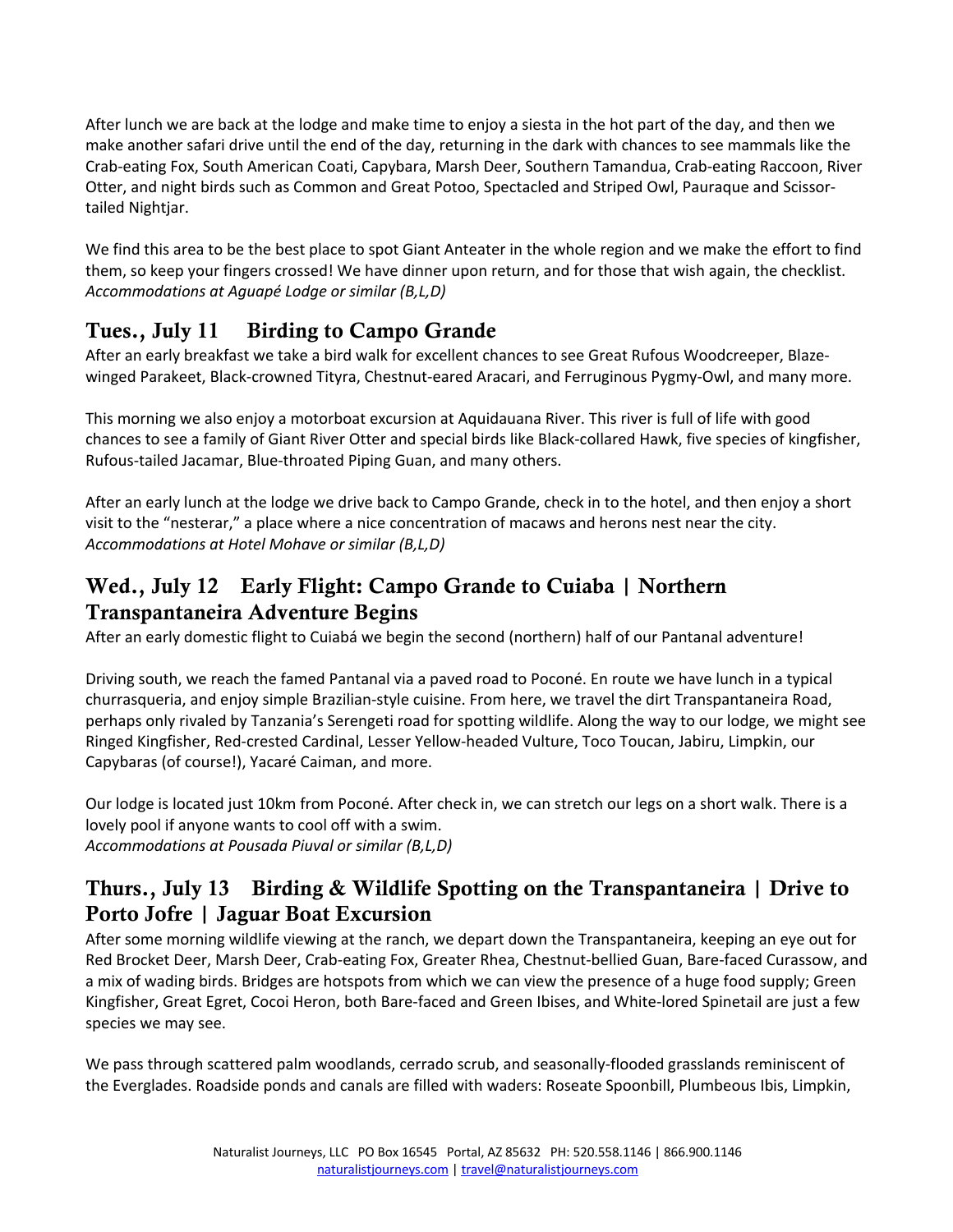After lunch we are back at the lodge and make time to enjoy a siesta in the hot part of the day, and then we make another safari drive until the end of the day, returning in the dark with chances to see mammals like the Crab-eating Fox, South American Coati, Capybara, Marsh Deer, Southern Tamandua, Crab-eating Raccoon, River Otter, and night birds such as Common and Great Potoo, Spectacled and Striped Owl, Pauraque and Scissor-tailed Nightjar.

We find this area to be the best place to spot Giant Anteater in the whole region and we make the effort to find them, so keep your fingers crossed! We have dinner upon return, and for those that wish again, the checklist.
*Accommodations at Aguapé Lodge or similar (B,L,D)*

## Tues., July 11 Birding to Campo Grande

After an early breakfast we take a bird walk for excellent chances to see Great Rufous Woodcreeper, Blaze-winged Parakeet, Black-crowned Tityra, Chestnut-eared Aracari, and Ferruginous Pygmy-Owl, and many more.

This morning we also enjoy a motorboat excursion at Aquidauana River. This river is full of life with good chances to see a family of Giant River Otter and special birds like Black-collared Hawk, five species of kingfisher, Rufous-tailed Jacamar, Blue-throated Piping Guan, and many others.

After an early lunch at the lodge we drive back to Campo Grande, check in to the hotel, and then enjoy a short visit to the "nesterar," a place where a nice concentration of macaws and herons nest near the city.
*Accommodations at Hotel Mohave or similar (B,L,D)*

## Wed., July 12 Early Flight: Campo Grande to Cuiaba | Northern Transpantaneira Adventure Begins

After an early domestic flight to Cuiabá we begin the second (northern) half of our Pantanal adventure!

Driving south, we reach the famed Pantanal via a paved road to Poconé. En route we have lunch in a typical churrasqueria, and enjoy simple Brazilian-style cuisine. From here, we travel the dirt Transpantaneira Road, perhaps only rivaled by Tanzania's Serengeti road for spotting wildlife. Along the way to our lodge, we might see Ringed Kingfisher, Red-crested Cardinal, Lesser Yellow-headed Vulture, Toco Toucan, Jabiru, Limpkin, our Capybaras (of course!), Yacaré Caiman, and more.

Our lodge is located just 10km from Poconé. After check in, we can stretch our legs on a short walk. There is a lovely pool if anyone wants to cool off with a swim.
*Accommodations at Pousada Piuval or similar (B,L,D)*

## Thurs., July 13 Birding & Wildlife Spotting on the Transpantaneira | Drive to Porto Jofre | Jaguar Boat Excursion

After some morning wildlife viewing at the ranch, we depart down the Transpantaneira, keeping an eye out for Red Brocket Deer, Marsh Deer, Crab-eating Fox, Greater Rhea, Chestnut-bellied Guan, Bare-faced Curassow, and a mix of wading birds. Bridges are hotspots from which we can view the presence of a huge food supply; Green Kingfisher, Great Egret, Cocoi Heron, both Bare-faced and Green Ibises, and White-lored Spinetail are just a few species we may see.

We pass through scattered palm woodlands, cerrado scrub, and seasonally-flooded grasslands reminiscent of the Everglades. Roadside ponds and canals are filled with waders: Roseate Spoonbill, Plumbeous Ibis, Limpkin,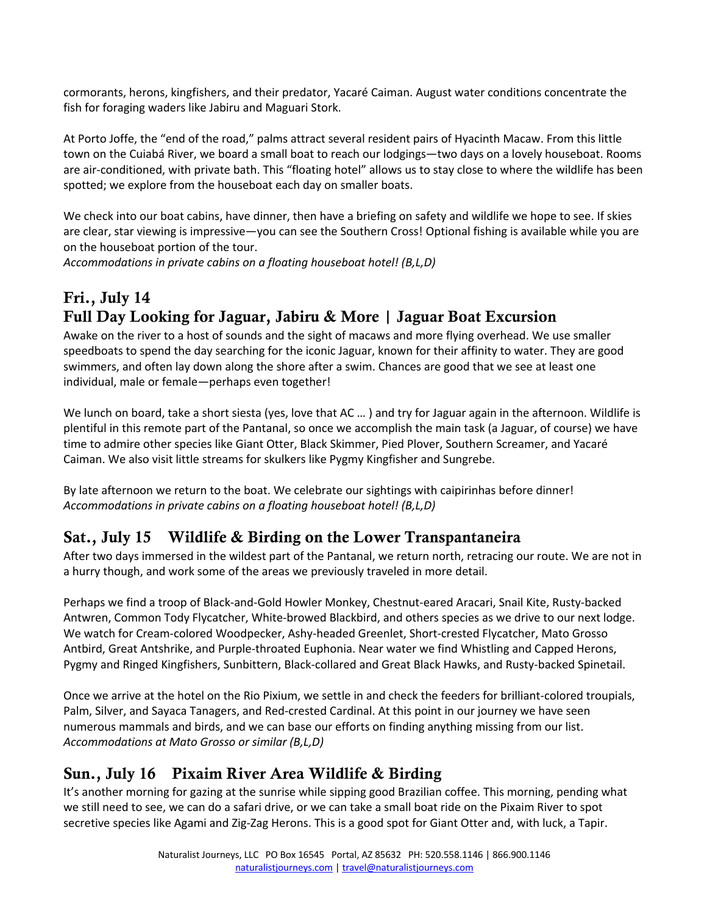cormorants, herons, kingfishers, and their predator, Yacaré Caiman. August water conditions concentrate the fish for foraging waders like Jabiru and Maguari Stork.

At Porto Joffe, the "end of the road," palms attract several resident pairs of Hyacinth Macaw. From this little town on the Cuiabá River, we board a small boat to reach our lodgings—two days on a lovely houseboat. Rooms are air-conditioned, with private bath. This "floating hotel" allows us to stay close to where the wildlife has been spotted; we explore from the houseboat each day on smaller boats.

We check into our boat cabins, have dinner, then have a briefing on safety and wildlife we hope to see. If skies are clear, star viewing is impressive—you can see the Southern Cross! Optional fishing is available while you are on the houseboat portion of the tour.
*Accommodations in private cabins on a floating houseboat hotel! (B,L,D)*

## Fri., July 14
## Full Day Looking for Jaguar, Jabiru & More | Jaguar Boat Excursion

Awake on the river to a host of sounds and the sight of macaws and more flying overhead. We use smaller speedboats to spend the day searching for the iconic Jaguar, known for their affinity to water. They are good swimmers, and often lay down along the shore after a swim. Chances are good that we see at least one individual, male or female—perhaps even together!

We lunch on board, take a short siesta (yes, love that AC … ) and try for Jaguar again in the afternoon. Wildlife is plentiful in this remote part of the Pantanal, so once we accomplish the main task (a Jaguar, of course) we have time to admire other species like Giant Otter, Black Skimmer, Pied Plover, Southern Screamer, and Yacaré Caiman. We also visit little streams for skulkers like Pygmy Kingfisher and Sungrebe.

By late afternoon we return to the boat. We celebrate our sightings with caipirinhas before dinner!
*Accommodations in private cabins on a floating houseboat hotel! (B,L,D)*

## Sat., July 15 Wildlife & Birding on the Lower Transpantaneira

After two days immersed in the wildest part of the Pantanal, we return north, retracing our route. We are not in a hurry though, and work some of the areas we previously traveled in more detail.

Perhaps we find a troop of Black-and-Gold Howler Monkey, Chestnut-eared Aracari, Snail Kite, Rusty-backed Antwren, Common Tody Flycatcher, White-browed Blackbird, and others species as we drive to our next lodge. We watch for Cream-colored Woodpecker, Ashy-headed Greenlet, Short-crested Flycatcher, Mato Grosso Antbird, Great Antshrike, and Purple-throated Euphonia. Near water we find Whistling and Capped Herons, Pygmy and Ringed Kingfishers, Sunbittern, Black-collared and Great Black Hawks, and Rusty-backed Spinetail.

Once we arrive at the hotel on the Rio Pixium, we settle in and check the feeders for brilliant-colored troupials, Palm, Silver, and Sayaca Tanagers, and Red-crested Cardinal. At this point in our journey we have seen numerous mammals and birds, and we can base our efforts on finding anything missing from our list.
*Accommodations at Mato Grosso or similar (B,L,D)*

## Sun., July 16 Pixaim River Area Wildlife & Birding

It's another morning for gazing at the sunrise while sipping good Brazilian coffee. This morning, pending what we still need to see, we can do a safari drive, or we can take a small boat ride on the Pixaim River to spot secretive species like Agami and Zig-Zag Herons. This is a good spot for Giant Otter and, with luck, a Tapir.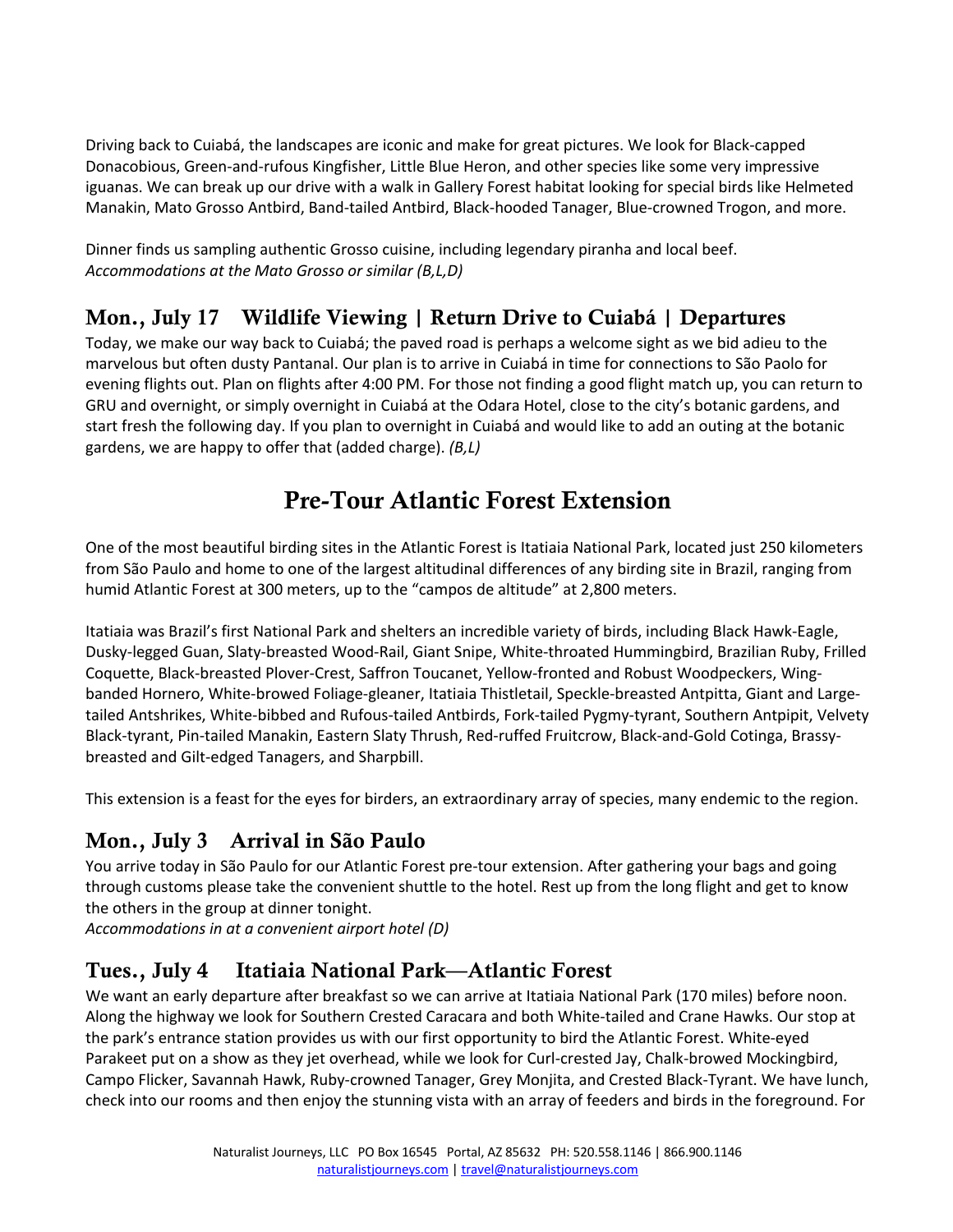Driving back to Cuiabá, the landscapes are iconic and make for great pictures. We look for Black-capped Donacobious, Green-and-rufous Kingfisher, Little Blue Heron, and other species like some very impressive iguanas. We can break up our drive with a walk in Gallery Forest habitat looking for special birds like Helmeted Manakin, Mato Grosso Antbird, Band-tailed Antbird, Black-hooded Tanager, Blue-crowned Trogon, and more.

Dinner finds us sampling authentic Grosso cuisine, including legendary piranha and local beef.
*Accommodations at the Mato Grosso or similar (B,L,D)*

## Mon., July 17 Wildlife Viewing | Return Drive to Cuiabá | Departures

Today, we make our way back to Cuiabá; the paved road is perhaps a welcome sight as we bid adieu to the marvelous but often dusty Pantanal. Our plan is to arrive in Cuiabá in time for connections to São Paolo for evening flights out. Plan on flights after 4:00 PM. For those not finding a good flight match up, you can return to GRU and overnight, or simply overnight in Cuiabá at the Odara Hotel, close to the city's botanic gardens, and start fresh the following day. If you plan to overnight in Cuiabá and would like to add an outing at the botanic gardens, we are happy to offer that (added charge). *(B,L)*

# Pre-Tour Atlantic Forest Extension

One of the most beautiful birding sites in the Atlantic Forest is Itatiaia National Park, located just 250 kilometers from São Paulo and home to one of the largest altitudinal differences of any birding site in Brazil, ranging from humid Atlantic Forest at 300 meters, up to the "campos de altitude" at 2,800 meters.

Itatiaia was Brazil's first National Park and shelters an incredible variety of birds, including Black Hawk-Eagle, Dusky-legged Guan, Slaty-breasted Wood-Rail, Giant Snipe, White-throated Hummingbird, Brazilian Ruby, Frilled Coquette, Black-breasted Plover-Crest, Saffron Toucanet, Yellow-fronted and Robust Woodpeckers, Wing-banded Hornero, White-browed Foliage-gleaner, Itatiaia Thistletail, Speckle-breasted Antpitta, Giant and Large-tailed Antshrikes, White-bibbed and Rufous-tailed Antbirds, Fork-tailed Pygmy-tyrant, Southern Antpipit, Velvety Black-tyrant, Pin-tailed Manakin, Eastern Slaty Thrush, Red-ruffed Fruitcrow, Black-and-Gold Cotinga, Brassy-breasted and Gilt-edged Tanagers, and Sharpbill.

This extension is a feast for the eyes for birders, an extraordinary array of species, many endemic to the region.

## Mon., July 3 Arrival in São Paulo

You arrive today in São Paulo for our Atlantic Forest pre-tour extension. After gathering your bags and going through customs please take the convenient shuttle to the hotel. Rest up from the long flight and get to know the others in the group at dinner tonight.
*Accommodations in at a convenient airport hotel (D)*

## Tues., July 4 Itatiaia National Park—Atlantic Forest

We want an early departure after breakfast so we can arrive at Itatiaia National Park (170 miles) before noon. Along the highway we look for Southern Crested Caracara and both White-tailed and Crane Hawks. Our stop at the park's entrance station provides us with our first opportunity to bird the Atlantic Forest. White-eyed Parakeet put on a show as they jet overhead, while we look for Curl-crested Jay, Chalk-browed Mockingbird, Campo Flicker, Savannah Hawk, Ruby-crowned Tanager, Grey Monjita, and Crested Black-Tyrant. We have lunch, check into our rooms and then enjoy the stunning vista with an array of feeders and birds in the foreground. For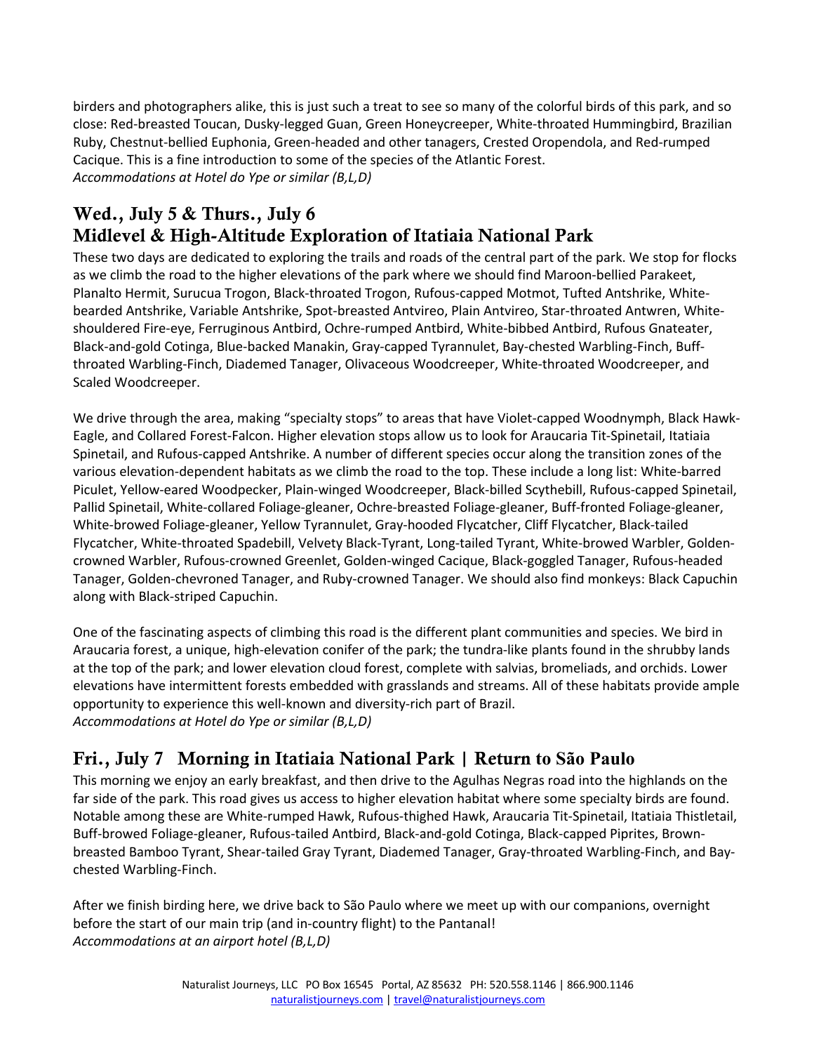birders and photographers alike, this is just such a treat to see so many of the colorful birds of this park, and so close: Red-breasted Toucan, Dusky-legged Guan, Green Honeycreeper, White-throated Hummingbird, Brazilian Ruby, Chestnut-bellied Euphonia, Green-headed and other tanagers, Crested Oropendola, and Red-rumped Cacique. This is a fine introduction to some of the species of the Atlantic Forest.
*Accommodations at Hotel do Ype or similar (B,L,D)*

## Wed., July 5 & Thurs., July 6
## Midlevel & High-Altitude Exploration of Itatiaia National Park

These two days are dedicated to exploring the trails and roads of the central part of the park. We stop for flocks as we climb the road to the higher elevations of the park where we should find Maroon-bellied Parakeet, Planalto Hermit, Surucua Trogon, Black-throated Trogon, Rufous-capped Motmot, Tufted Antshrike, White-bearded Antshrike, Variable Antshrike, Spot-breasted Antvireo, Plain Antvireo, Star-throated Antwren, White-shouldered Fire-eye, Ferruginous Antbird, Ochre-rumped Antbird, White-bibbed Antbird, Rufous Gnateater, Black-and-gold Cotinga, Blue-backed Manakin, Gray-capped Tyrannulet, Bay-chested Warbling-Finch, Buff-throated Warbling-Finch, Diademed Tanager, Olivaceous Woodcreeper, White-throated Woodcreeper, and Scaled Woodcreeper.

We drive through the area, making "specialty stops" to areas that have Violet-capped Woodnymph, Black Hawk-Eagle, and Collared Forest-Falcon. Higher elevation stops allow us to look for Araucaria Tit-Spinetail, Itatiaia Spinetail, and Rufous-capped Antshrike. A number of different species occur along the transition zones of the various elevation-dependent habitats as we climb the road to the top. These include a long list: White-barred Piculet, Yellow-eared Woodpecker, Plain-winged Woodcreeper, Black-billed Scythebill, Rufous-capped Spinetail, Pallid Spinetail, White-collared Foliage-gleaner, Ochre-breasted Foliage-gleaner, Buff-fronted Foliage-gleaner, White-browed Foliage-gleaner, Yellow Tyrannulet, Gray-hooded Flycatcher, Cliff Flycatcher, Black-tailed Flycatcher, White-throated Spadebill, Velvety Black-Tyrant, Long-tailed Tyrant, White-browed Warbler, Golden-crowned Warbler, Rufous-crowned Greenlet, Golden-winged Cacique, Black-goggled Tanager, Rufous-headed Tanager, Golden-chevroned Tanager, and Ruby-crowned Tanager. We should also find monkeys: Black Capuchin along with Black-striped Capuchin.

One of the fascinating aspects of climbing this road is the different plant communities and species. We bird in Araucaria forest, a unique, high-elevation conifer of the park; the tundra-like plants found in the shrubby lands at the top of the park; and lower elevation cloud forest, complete with salvias, bromeliads, and orchids. Lower elevations have intermittent forests embedded with grasslands and streams. All of these habitats provide ample opportunity to experience this well-known and diversity-rich part of Brazil.
*Accommodations at Hotel do Ype or similar (B,L,D)*

## Fri., July 7 Morning in Itatiaia National Park | Return to São Paulo

This morning we enjoy an early breakfast, and then drive to the Agulhas Negras road into the highlands on the far side of the park. This road gives us access to higher elevation habitat where some specialty birds are found. Notable among these are White-rumped Hawk, Rufous-thighed Hawk, Araucaria Tit-Spinetail, Itatiaia Thistletail, Buff-browed Foliage-gleaner, Rufous-tailed Antbird, Black-and-gold Cotinga, Black-capped Piprites, Brown-breasted Bamboo Tyrant, Shear-tailed Gray Tyrant, Diademed Tanager, Gray-throated Warbling-Finch, and Bay-chested Warbling-Finch.

After we finish birding here, we drive back to São Paulo where we meet up with our companions, overnight before the start of our main trip (and in-country flight) to the Pantanal!
*Accommodations at an airport hotel (B,L,D)*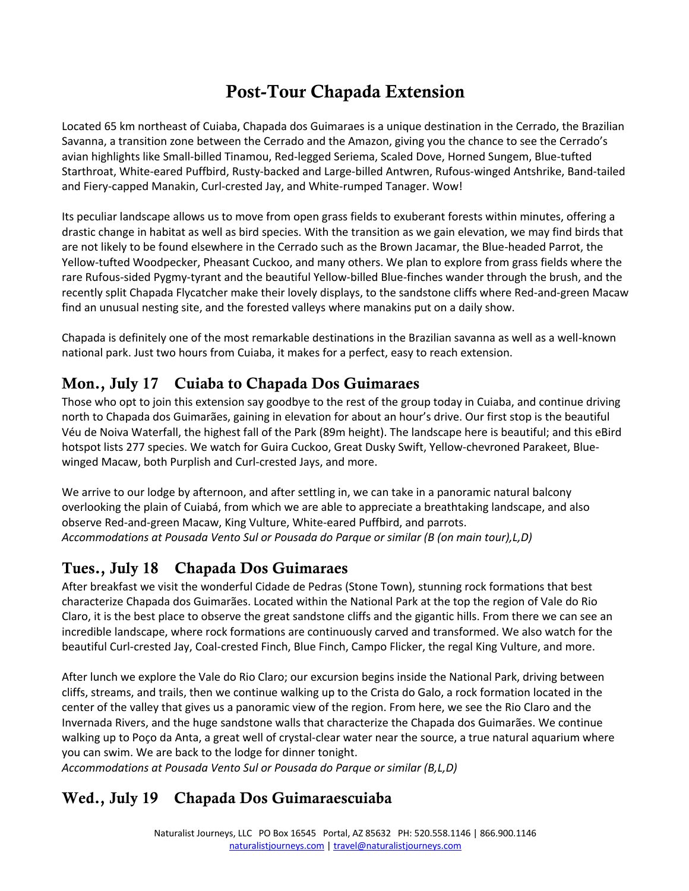# Post-Tour Chapada Extension

Located 65 km northeast of Cuiaba, Chapada dos Guimaraes is a unique destination in the Cerrado, the Brazilian Savanna, a transition zone between the Cerrado and the Amazon, giving you the chance to see the Cerrado's avian highlights like Small-billed Tinamou, Red-legged Seriema, Scaled Dove, Horned Sungem, Blue-tufted Starthroat, White-eared Puffbird, Rusty-backed and Large-billed Antwren, Rufous-winged Antshrike, Band-tailed and Fiery-capped Manakin, Curl-crested Jay, and White-rumped Tanager. Wow!

Its peculiar landscape allows us to move from open grass fields to exuberant forests within minutes, offering a drastic change in habitat as well as bird species. With the transition as we gain elevation, we may find birds that are not likely to be found elsewhere in the Cerrado such as the Brown Jacamar, the Blue-headed Parrot, the Yellow-tufted Woodpecker, Pheasant Cuckoo, and many others. We plan to explore from grass fields where the rare Rufous-sided Pygmy-tyrant and the beautiful Yellow-billed Blue-finches wander through the brush, and the recently split Chapada Flycatcher make their lovely displays, to the sandstone cliffs where Red-and-green Macaw find an unusual nesting site, and the forested valleys where manakins put on a daily show.

Chapada is definitely one of the most remarkable destinations in the Brazilian savanna as well as a well-known national park. Just two hours from Cuiaba, it makes for a perfect, easy to reach extension.

## Mon., July 17 Cuiaba to Chapada Dos Guimaraes

Those who opt to join this extension say goodbye to the rest of the group today in Cuiaba, and continue driving north to Chapada dos Guimarães, gaining in elevation for about an hour's drive. Our first stop is the beautiful Véu de Noiva Waterfall, the highest fall of the Park (89m height). The landscape here is beautiful; and this eBird hotspot lists 277 species. We watch for Guira Cuckoo, Great Dusky Swift, Yellow-chevroned Parakeet, Blue-winged Macaw, both Purplish and Curl-crested Jays, and more.

We arrive to our lodge by afternoon, and after settling in, we can take in a panoramic natural balcony overlooking the plain of Cuiabá, from which we are able to appreciate a breathtaking landscape, and also observe Red-and-green Macaw, King Vulture, White-eared Puffbird, and parrots.
*Accommodations at Pousada Vento Sul or Pousada do Parque or similar (B (on main tour),L,D)*

## Tues., July 18 Chapada Dos Guimaraes

After breakfast we visit the wonderful Cidade de Pedras (Stone Town), stunning rock formations that best characterize Chapada dos Guimarães. Located within the National Park at the top the region of Vale do Rio Claro, it is the best place to observe the great sandstone cliffs and the gigantic hills. From there we can see an incredible landscape, where rock formations are continuously carved and transformed. We also watch for the beautiful Curl-crested Jay, Coal-crested Finch, Blue Finch, Campo Flicker, the regal King Vulture, and more.

After lunch we explore the Vale do Rio Claro; our excursion begins inside the National Park, driving between cliffs, streams, and trails, then we continue walking up to the Crista do Galo, a rock formation located in the center of the valley that gives us a panoramic view of the region. From here, we see the Rio Claro and the Invernada Rivers, and the huge sandstone walls that characterize the Chapada dos Guimarães. We continue walking up to Poço da Anta, a great well of crystal-clear water near the source, a true natural aquarium where you can swim. We are back to the lodge for dinner tonight.
*Accommodations at Pousada Vento Sul or Pousada do Parque or similar (B,L,D)*

## Wed., July 19 Chapada Dos Guimaraescuiaba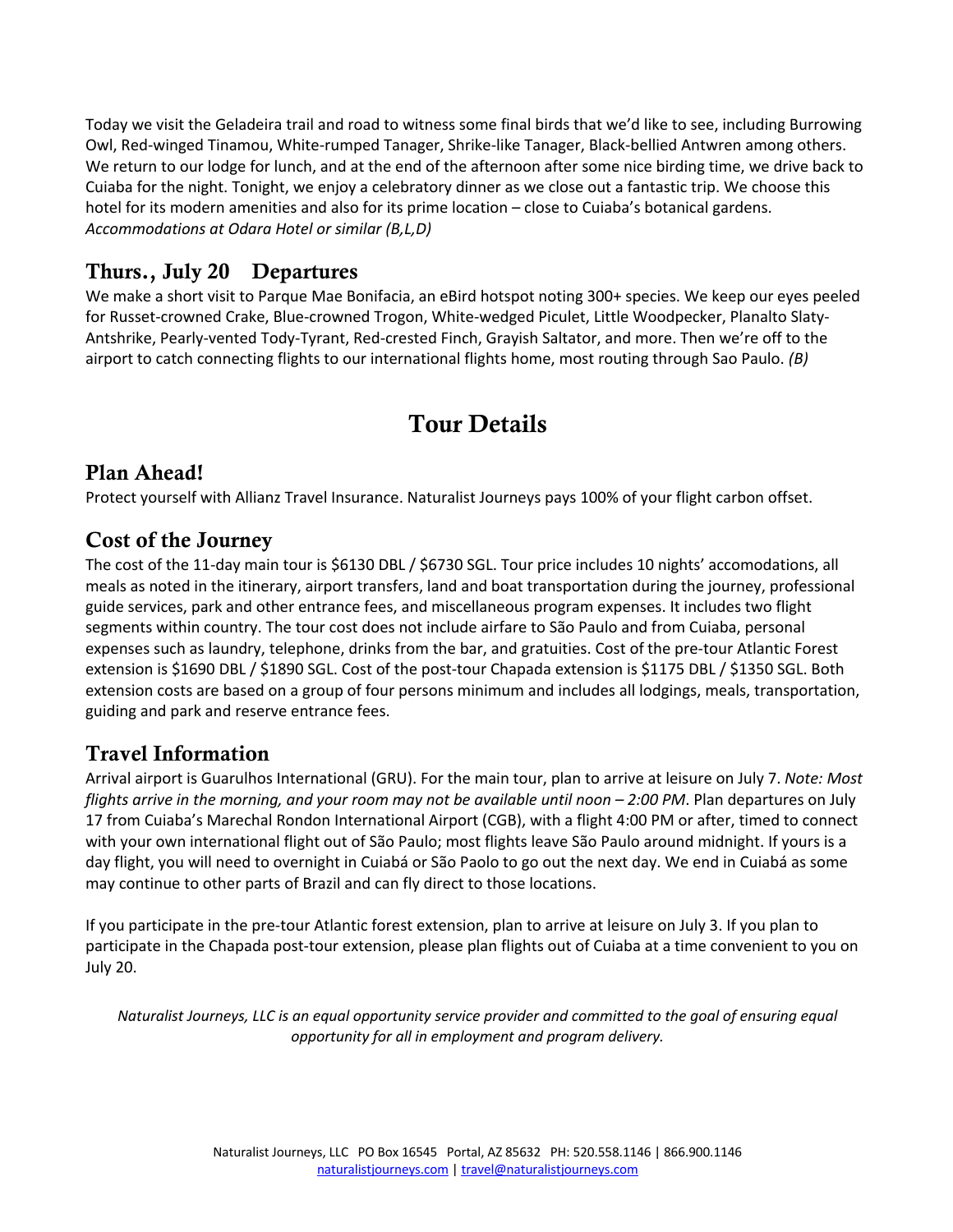Today we visit the Geladeira trail and road to witness some final birds that we'd like to see, including Burrowing Owl, Red-winged Tinamou, White-rumped Tanager, Shrike-like Tanager, Black-bellied Antwren among others. We return to our lodge for lunch, and at the end of the afternoon after some nice birding time, we drive back to Cuiaba for the night. Tonight, we enjoy a celebratory dinner as we close out a fantastic trip. We choose this hotel for its modern amenities and also for its prime location – close to Cuiaba's botanical gardens. *Accommodations at Odara Hotel or similar (B,L,D)*

## Thurs., July 20 Departures

We make a short visit to Parque Mae Bonifacia, an eBird hotspot noting 300+ species. We keep our eyes peeled for Russet-crowned Crake, Blue-crowned Trogon, White-wedged Piculet, Little Woodpecker, Planalto Slaty-Antshrike, Pearly-vented Tody-Tyrant, Red-crested Finch, Grayish Saltator, and more. Then we're off to the airport to catch connecting flights to our international flights home, most routing through Sao Paulo. *(B)*

# Tour Details

## Plan Ahead!

Protect yourself with Allianz Travel Insurance. Naturalist Journeys pays 100% of your flight carbon offset.

## Cost of the Journey

The cost of the 11-day main tour is $6130 DBL / $6730 SGL. Tour price includes 10 nights' accomodations, all meals as noted in the itinerary, airport transfers, land and boat transportation during the journey, professional guide services, park and other entrance fees, and miscellaneous program expenses. It includes two flight segments within country. The tour cost does not include airfare to São Paulo and from Cuiaba, personal expenses such as laundry, telephone, drinks from the bar, and gratuities. Cost of the pre-tour Atlantic Forest extension is $1690 DBL / $1890 SGL. Cost of the post-tour Chapada extension is $1175 DBL / $1350 SGL. Both extension costs are based on a group of four persons minimum and includes all lodgings, meals, transportation, guiding and park and reserve entrance fees.

## Travel Information

Arrival airport is Guarulhos International (GRU). For the main tour, plan to arrive at leisure on July 7. *Note: Most flights arrive in the morning, and your room may not be available until noon – 2:00 PM*. Plan departures on July 17 from Cuiaba's Marechal Rondon International Airport (CGB), with a flight 4:00 PM or after, timed to connect with your own international flight out of São Paulo; most flights leave São Paulo around midnight. If yours is a day flight, you will need to overnight in Cuiabá or São Paolo to go out the next day. We end in Cuiabá as some may continue to other parts of Brazil and can fly direct to those locations.

If you participate in the pre-tour Atlantic forest extension, plan to arrive at leisure on July 3. If you plan to participate in the Chapada post-tour extension, please plan flights out of Cuiaba at a time convenient to you on July 20.

*Naturalist Journeys, LLC is an equal opportunity service provider and committed to the goal of ensuring equal opportunity for all in employment and program delivery.*